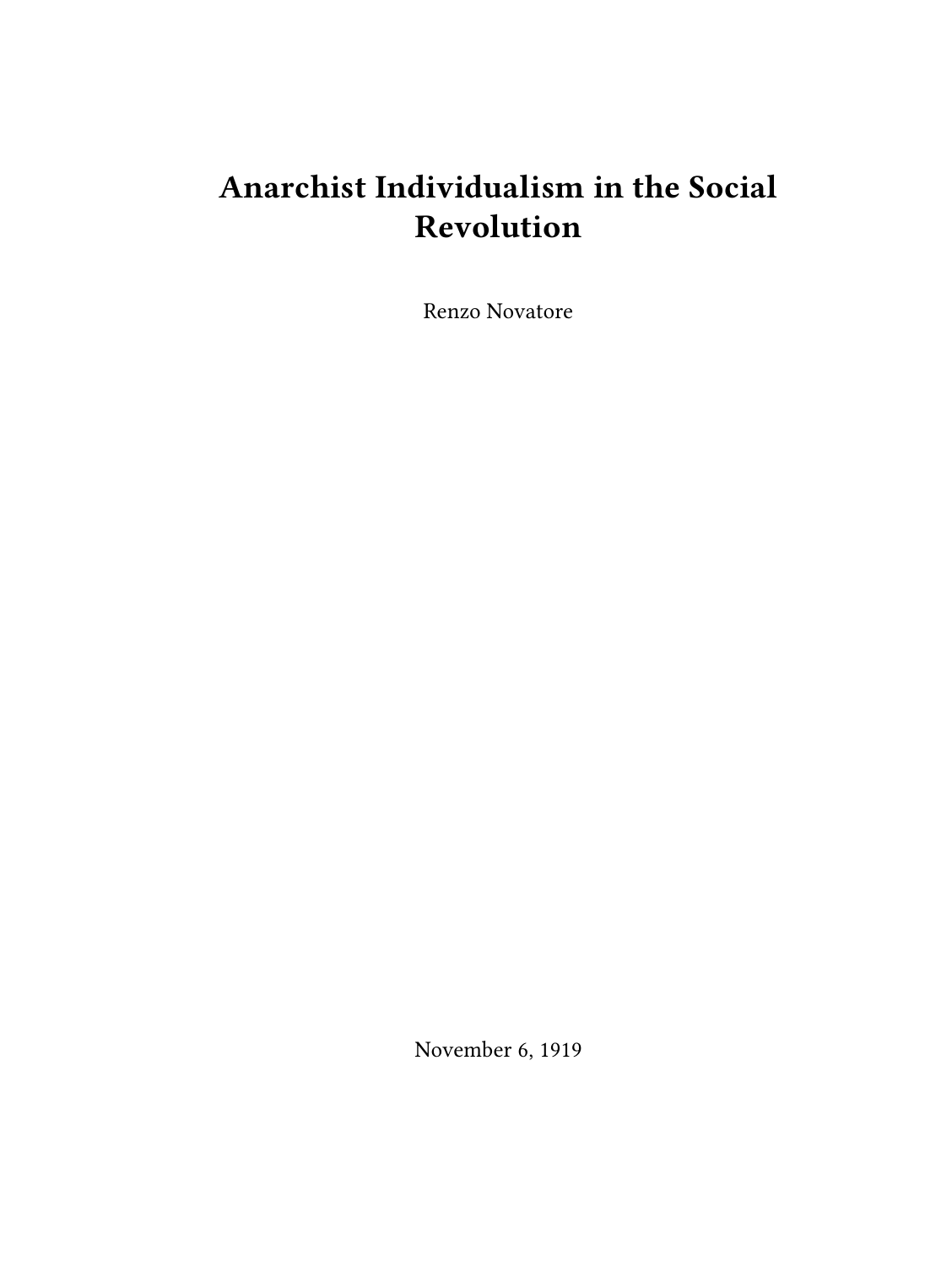# Anarchist Individualism in the Social Revolution

Renzo Novatore

November 6, 1919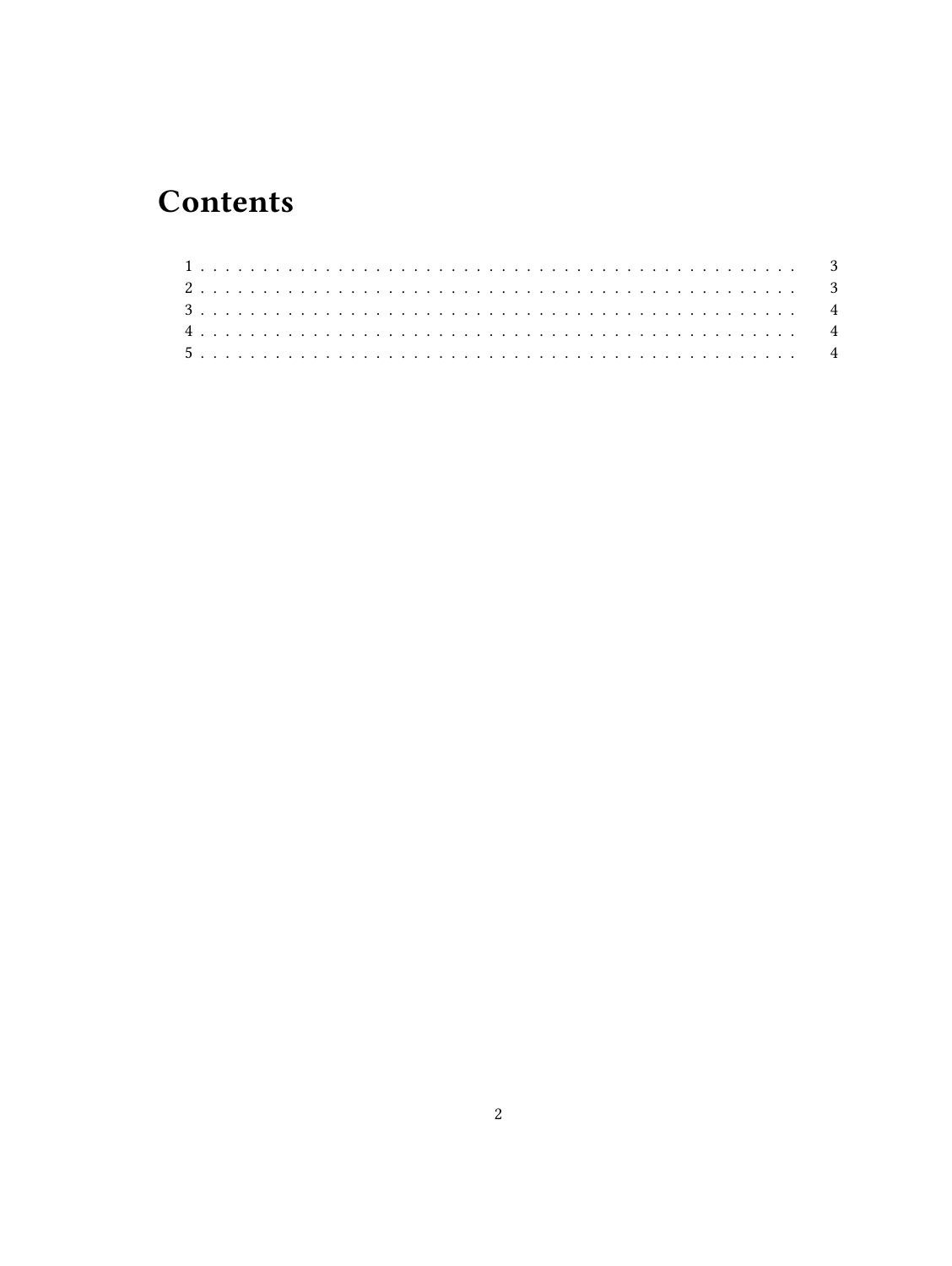# Contents

1 . . . . . . . . . . . . . . . . . . . . . . . . . . . . . . . . . . . . . . . . . . . . . . 3
2 . . . . . . . . . . . . . . . . . . . . . . . . . . . . . . . . . . . . . . . . . . . . . . 3
3 . . . . . . . . . . . . . . . . . . . . . . . . . . . . . . . . . . . . . . . . . . . . . . 4
4 . . . . . . . . . . . . . . . . . . . . . . . . . . . . . . . . . . . . . . . . . . . . . . 4
5 . . . . . . . . . . . . . . . . . . . . . . . . . . . . . . . . . . . . . . . . . . . . . . 4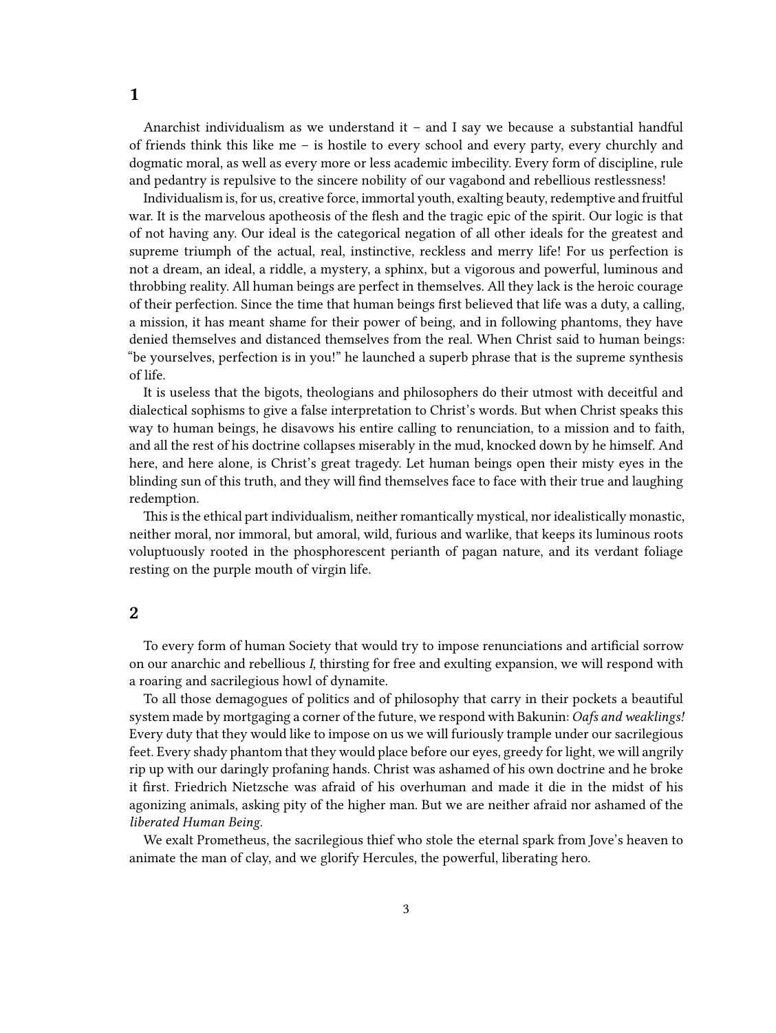## 1

Anarchist individualism as we understand it – and I say we because a substantial handful of friends think this like me – is hostile to every school and every party, every churchly and dogmatic moral, as well as every more or less academic imbecility. Every form of discipline, rule and pedantry is repulsive to the sincere nobility of our vagabond and rebellious restlessness!

Individualism is, for us, creative force, immortal youth, exalting beauty, redemptive and fruitful war. It is the marvelous apotheosis of the flesh and the tragic epic of the spirit. Our logic is that of not having any. Our ideal is the categorical negation of all other ideals for the greatest and supreme triumph of the actual, real, instinctive, reckless and merry life! For us perfection is not a dream, an ideal, a riddle, a mystery, a sphinx, but a vigorous and powerful, luminous and throbbing reality. All human beings are perfect in themselves. All they lack is the heroic courage of their perfection. Since the time that human beings first believed that life was a duty, a calling, a mission, it has meant shame for their power of being, and in following phantoms, they have denied themselves and distanced themselves from the real. When Christ said to human beings: "be yourselves, perfection is in you!" he launched a superb phrase that is the supreme synthesis of life.

It is useless that the bigots, theologians and philosophers do their utmost with deceitful and dialectical sophisms to give a false interpretation to Christ's words. But when Christ speaks this way to human beings, he disavows his entire calling to renunciation, to a mission and to faith, and all the rest of his doctrine collapses miserably in the mud, knocked down by he himself. And here, and here alone, is Christ's great tragedy. Let human beings open their misty eyes in the blinding sun of this truth, and they will find themselves face to face with their true and laughing redemption.

This is the ethical part individualism, neither romantically mystical, nor idealistically monastic, neither moral, nor immoral, but amoral, wild, furious and warlike, that keeps its luminous roots voluptuously rooted in the phosphorescent perianth of pagan nature, and its verdant foliage resting on the purple mouth of virgin life.

## 2

To every form of human Society that would try to impose renunciations and artificial sorrow on our anarchic and rebellious *I*, thirsting for free and exulting expansion, we will respond with a roaring and sacrilegious howl of dynamite.

To all those demagogues of politics and of philosophy that carry in their pockets a beautiful system made by mortgaging a corner of the future, we respond with Bakunin: *Oafs and weaklings!* Every duty that they would like to impose on us we will furiously trample under our sacrilegious feet. Every shady phantom that they would place before our eyes, greedy for light, we will angrily rip up with our daringly profaning hands. Christ was ashamed of his own doctrine and he broke it first. Friedrich Nietzsche was afraid of his overhuman and made it die in the midst of his agonizing animals, asking pity of the higher man. But we are neither afraid nor ashamed of the *liberated Human Being.*

We exalt Prometheus, the sacrilegious thief who stole the eternal spark from Jove's heaven to animate the man of clay, and we glorify Hercules, the powerful, liberating hero.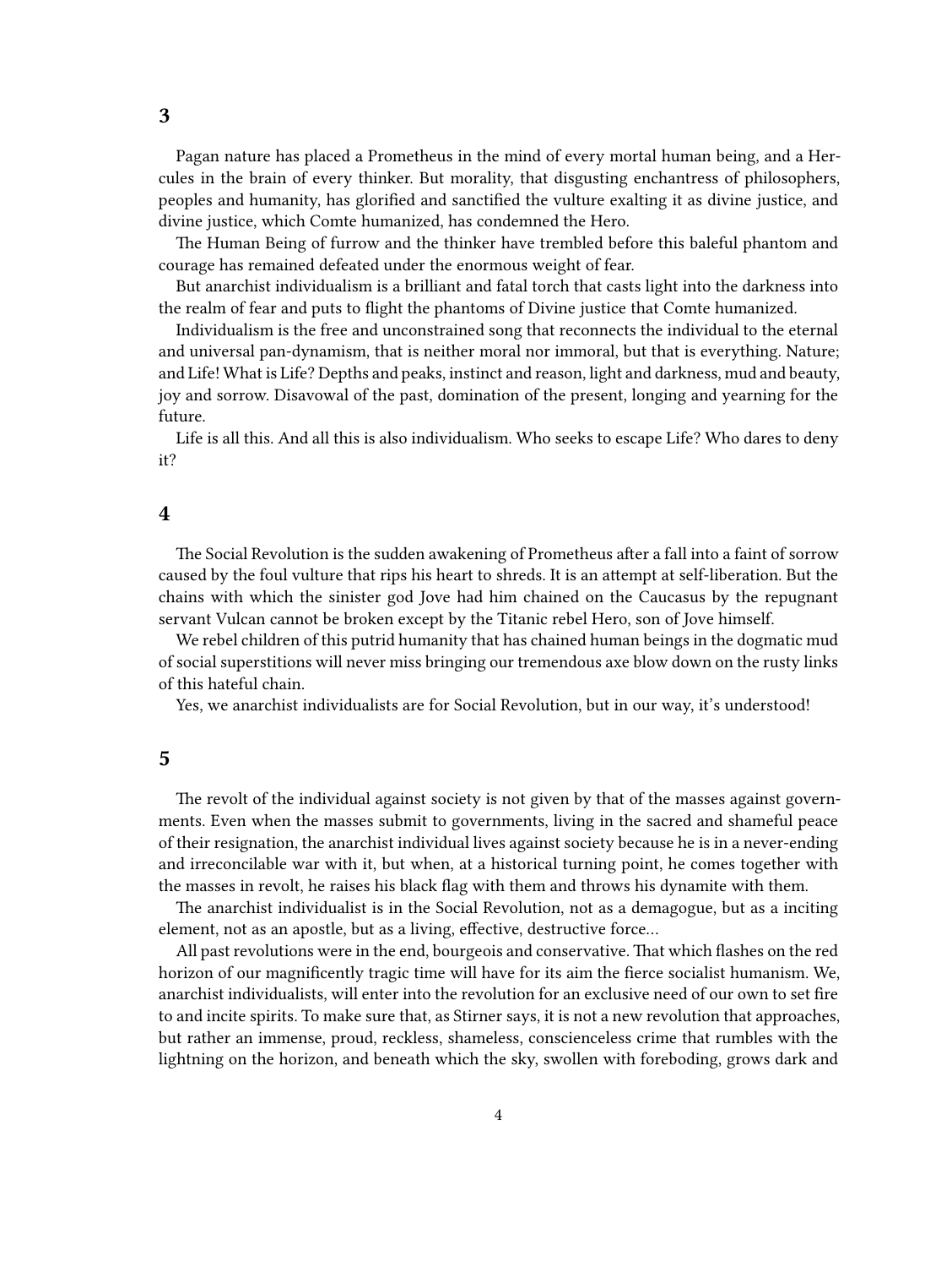## 3

Pagan nature has placed a Prometheus in the mind of every mortal human being, and a Hercules in the brain of every thinker. But morality, that disgusting enchantress of philosophers, peoples and humanity, has glorified and sanctified the vulture exalting it as divine justice, and divine justice, which Comte humanized, has condemned the Hero.

The Human Being of furrow and the thinker have trembled before this baleful phantom and courage has remained defeated under the enormous weight of fear.

But anarchist individualism is a brilliant and fatal torch that casts light into the darkness into the realm of fear and puts to flight the phantoms of Divine justice that Comte humanized.

Individualism is the free and unconstrained song that reconnects the individual to the eternal and universal pan-dynamism, that is neither moral nor immoral, but that is everything. Nature; and Life! What is Life? Depths and peaks, instinct and reason, light and darkness, mud and beauty, joy and sorrow. Disavowal of the past, domination of the present, longing and yearning for the future.

Life is all this. And all this is also individualism. Who seeks to escape Life? Who dares to deny it?

## 4

The Social Revolution is the sudden awakening of Prometheus after a fall into a faint of sorrow caused by the foul vulture that rips his heart to shreds. It is an attempt at self-liberation. But the chains with which the sinister god Jove had him chained on the Caucasus by the repugnant servant Vulcan cannot be broken except by the Titanic rebel Hero, son of Jove himself.

We rebel children of this putrid humanity that has chained human beings in the dogmatic mud of social superstitions will never miss bringing our tremendous axe blow down on the rusty links of this hateful chain.

Yes, we anarchist individualists are for Social Revolution, but in our way, it's understood!

## 5

The revolt of the individual against society is not given by that of the masses against governments. Even when the masses submit to governments, living in the sacred and shameful peace of their resignation, the anarchist individual lives against society because he is in a never-ending and irreconcilable war with it, but when, at a historical turning point, he comes together with the masses in revolt, he raises his black flag with them and throws his dynamite with them.

The anarchist individualist is in the Social Revolution, not as a demagogue, but as a inciting element, not as an apostle, but as a living, effective, destructive force…

All past revolutions were in the end, bourgeois and conservative. That which flashes on the red horizon of our magnificently tragic time will have for its aim the fierce socialist humanism. We, anarchist individualists, will enter into the revolution for an exclusive need of our own to set fire to and incite spirits. To make sure that, as Stirner says, it is not a new revolution that approaches, but rather an immense, proud, reckless, shameless, conscienceless crime that rumbles with the lightning on the horizon, and beneath which the sky, swollen with foreboding, grows dark and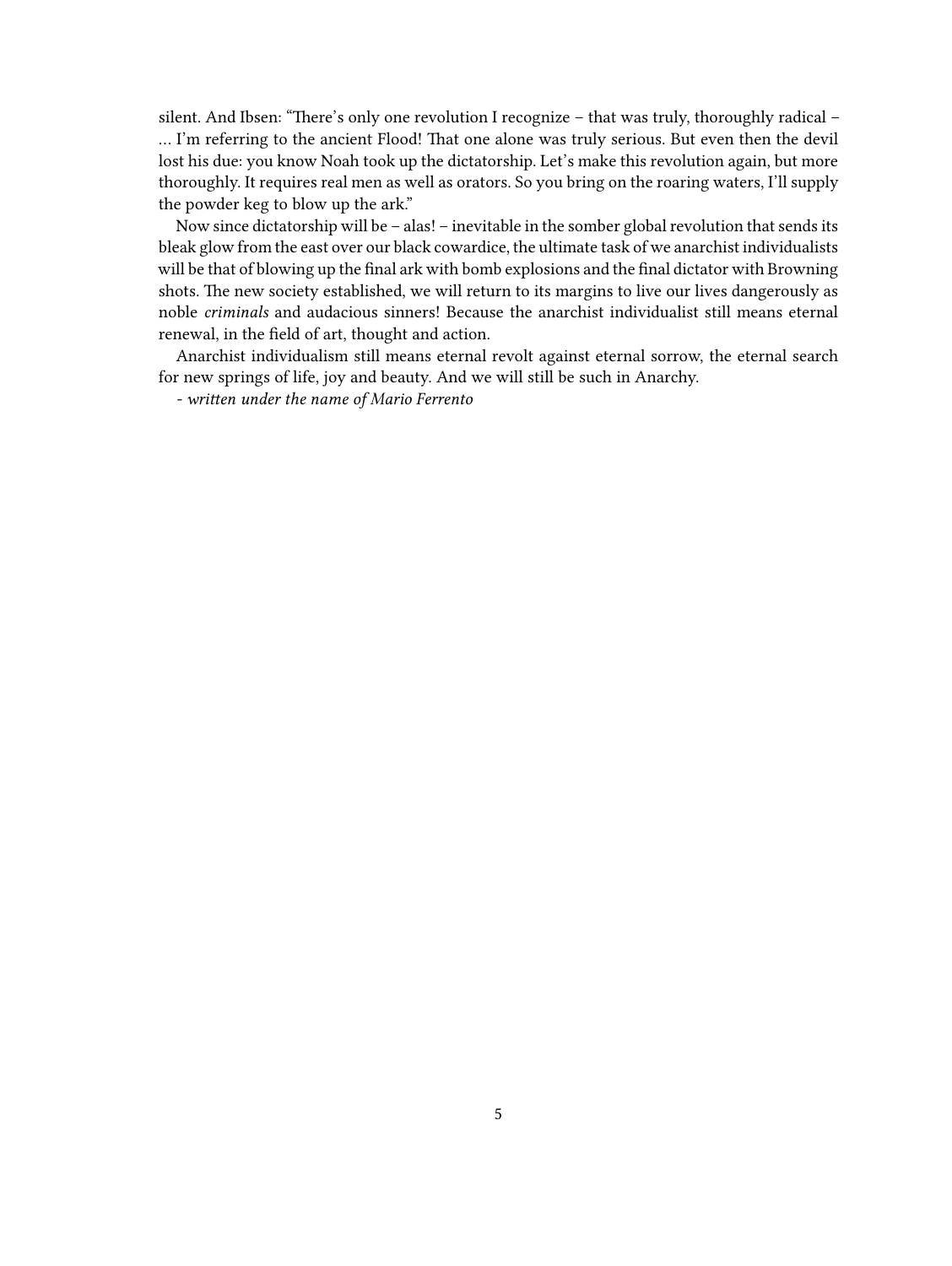silent. And Ibsen: "There's only one revolution I recognize – that was truly, thoroughly radical – … I'm referring to the ancient Flood! That one alone was truly serious. But even then the devil lost his due: you know Noah took up the dictatorship. Let's make this revolution again, but more thoroughly. It requires real men as well as orators. So you bring on the roaring waters, I'll supply the powder keg to blow up the ark."

Now since dictatorship will be – alas! – inevitable in the somber global revolution that sends its bleak glow from the east over our black cowardice, the ultimate task of we anarchist individualists will be that of blowing up the final ark with bomb explosions and the final dictator with Browning shots. The new society established, we will return to its margins to live our lives dangerously as noble *criminals* and audacious sinners! Because the anarchist individualist still means eternal renewal, in the field of art, thought and action.

Anarchist individualism still means eternal revolt against eternal sorrow, the eternal search for new springs of life, joy and beauty. And we will still be such in Anarchy.

*- written under the name of Mario Ferrento*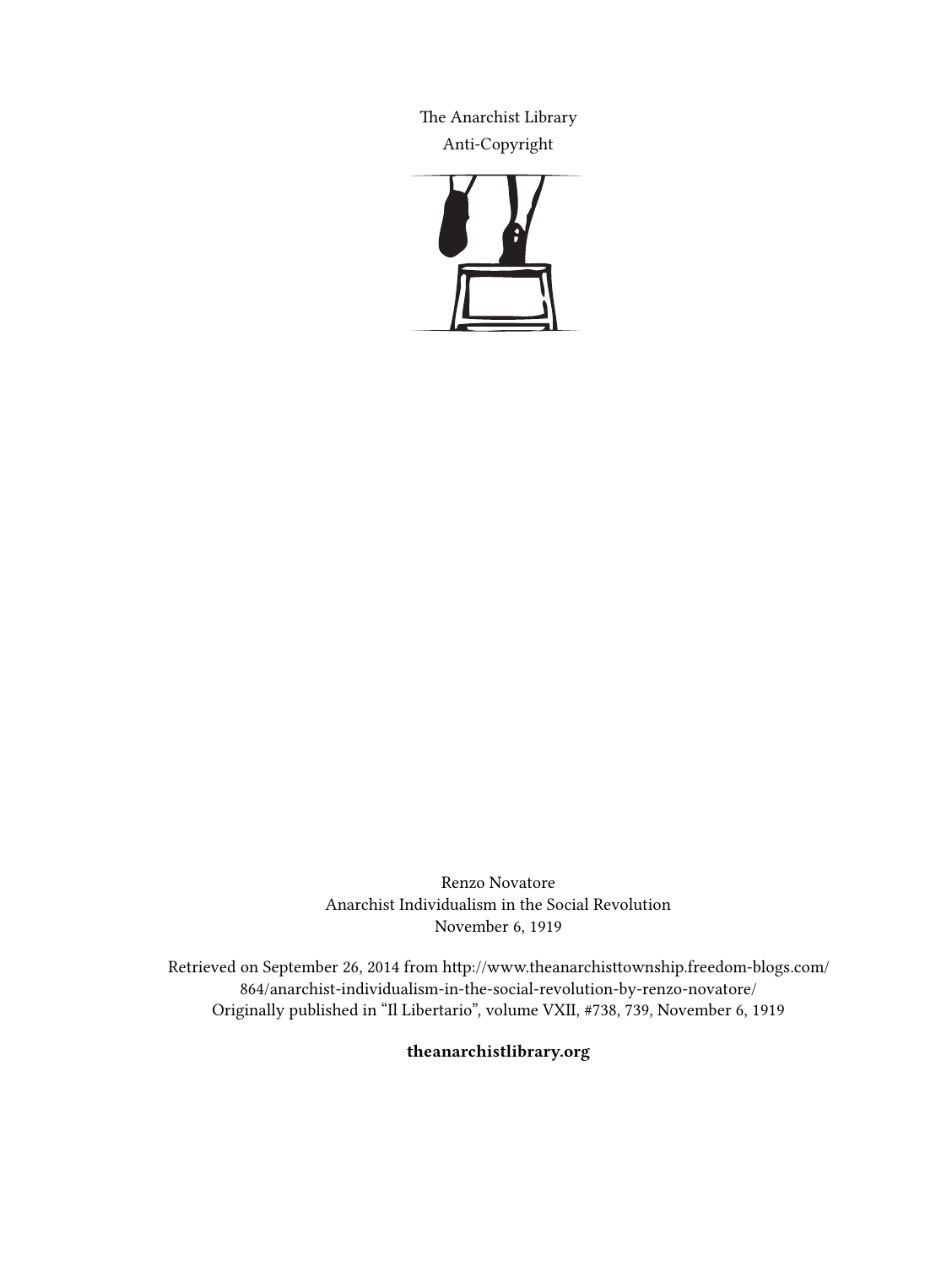The Anarchist Library
Anti-Copyright

Renzo Novatore
Anarchist Individualism in the Social Revolution
November 6, 1919

Retrieved on September 26, 2014 from http://www.theanarchisttownship.freedom-blogs.com/864/anarchist-individualism-in-the-social-revolution-by-renzo-novatore/
Originally published in “Il Libertario”, volume VXII, #738, 739, November 6, 1919

**theanarchistlibrary.org**